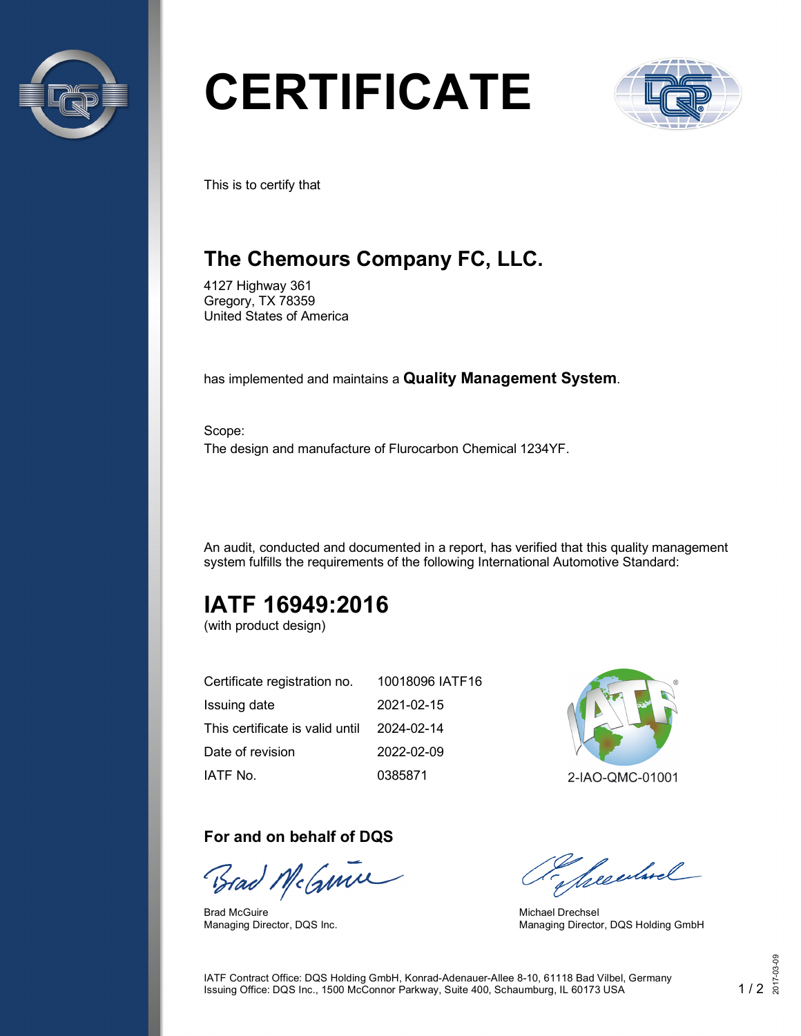# CERTIFICATE

This is to certify that

## The Chemours Company FC, LLC.

4127 Highway 361
Gregory, TX 78359
United States of America

has implemented and maintains a **Quality Management System**.

Scope:
The design and manufacture of Flurocarbon Chemical 1234YF.

An audit, conducted and documented in a report, has verified that this quality management system fulfills the requirements of the following International Automotive Standard:

## IATF 16949:2016

(with product design)

| | |
|---|---|
| Certificate registration no. | 10018096 IATF16 |
| Issuing date | 2021-02-15 |
| This certificate is valid until | 2024-02-14 |
| Date of revision | 2022-02-09 |
| IATF No. | 0385871 |

2-IAO-QMC-01001

### For and on behalf of DQS

Brad McGuire
Managing Director, DQS Inc.

Michael Drechsel
Managing Director, DQS Holding GmbH

IATF Contract Office: DQS Holding GmbH, Konrad-Adenauer-Allee 8-10, 61118 Bad Vilbel, Germany
Issuing Office: DQS Inc., 1500 McConnor Parkway, Suite 400, Schaumburg, IL 60173 USA

2017-03-09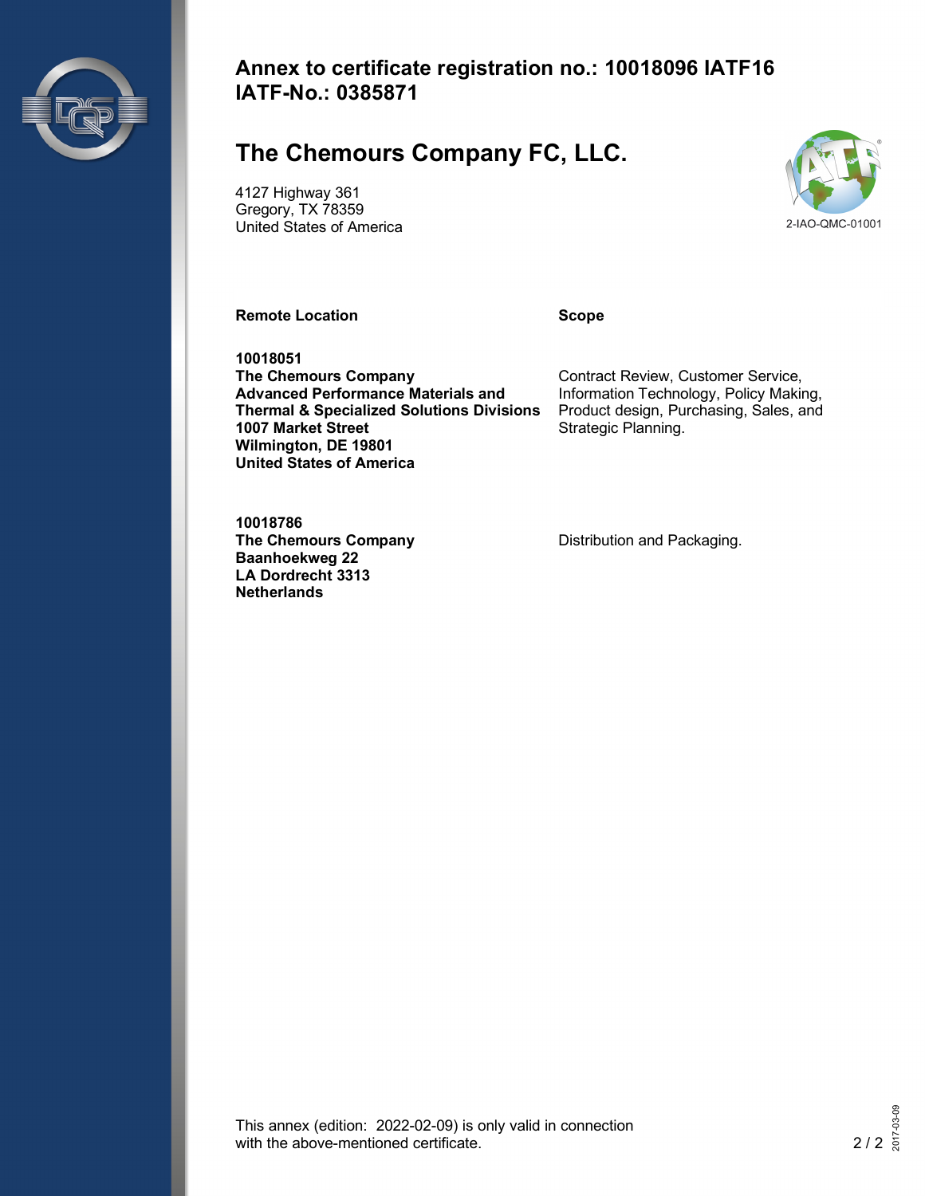# Annex to certificate registration no.: 10018096 IATF16
# IATF-No.: 0385871

## The Chemours Company FC, LLC.

4127 Highway 361
Gregory, TX 78359
United States of America

2-IAO-QMC-01001

| Remote Location | Scope |
|---|---|
| **10018051**<br>**The Chemours Company**<br>**Advanced Performance Materials and Thermal & Specialized Solutions Divisions**<br>**1007 Market Street**<br>**Wilmington, DE 19801**<br>**United States of America** | Contract Review, Customer Service, Information Technology, Policy Making, Product design, Purchasing, Sales, and Strategic Planning. |
| **10018786**<br>**The Chemours Company**<br>**Baanhoekweg 22**<br>**LA Dordrecht 3313**<br>**Netherlands** | Distribution and Packaging. |

This annex (edition: 2022-02-09) is only valid in connection with the above-mentioned certificate.

2017-03-09